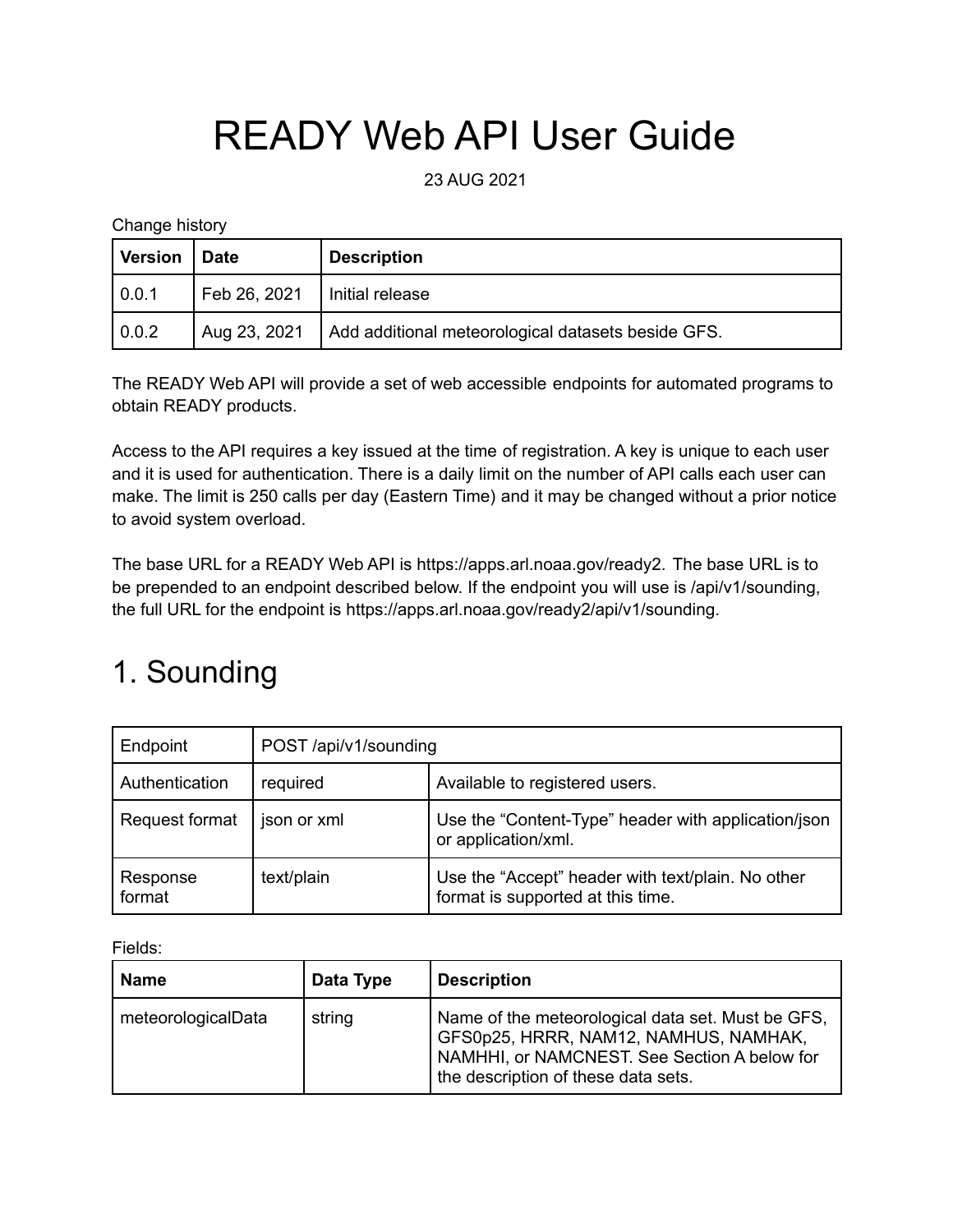# READY Web API User Guide

23 AUG 2021

Change history

| Version | Date | Description |
|---|---|---|
| 0.0.1 | Feb 26, 2021 | Initial release |
| 0.0.2 | Aug 23, 2021 | Add additional meteorological datasets beside GFS. |

The READY Web API will provide a set of web accessible endpoints for automated programs to obtain READY products.

Access to the API requires a key issued at the time of registration. A key is unique to each user and it is used for authentication. There is a daily limit on the number of API calls each user can make. The limit is 250 calls per day (Eastern Time) and it may be changed without a prior notice to avoid system overload.

The base URL for a READY Web API is https://apps.arl.noaa.gov/ready2. The base URL is to be prepended to an endpoint described below. If the endpoint you will use is /api/v1/sounding, the full URL for the endpoint is https://apps.arl.noaa.gov/ready2/api/v1/sounding.

# 1. Sounding

| Endpoint | POST /api/v1/sounding | |
|---|---|---|
| Authentication | required | Available to registered users. |
| Request format | json or xml | Use the "Content-Type" header with application/json or application/xml. |
| Response format | text/plain | Use the "Accept" header with text/plain. No other format is supported at this time. |

Fields:

| Name | Data Type | Description |
|---|---|---|
| meteorologicalData | string | Name of the meteorological data set. Must be GFS, GFS0p25, HRRR, NAM12, NAMHUS, NAMHAK, NAMHHI, or NAMCNEST. See Section A below for the description of these data sets. |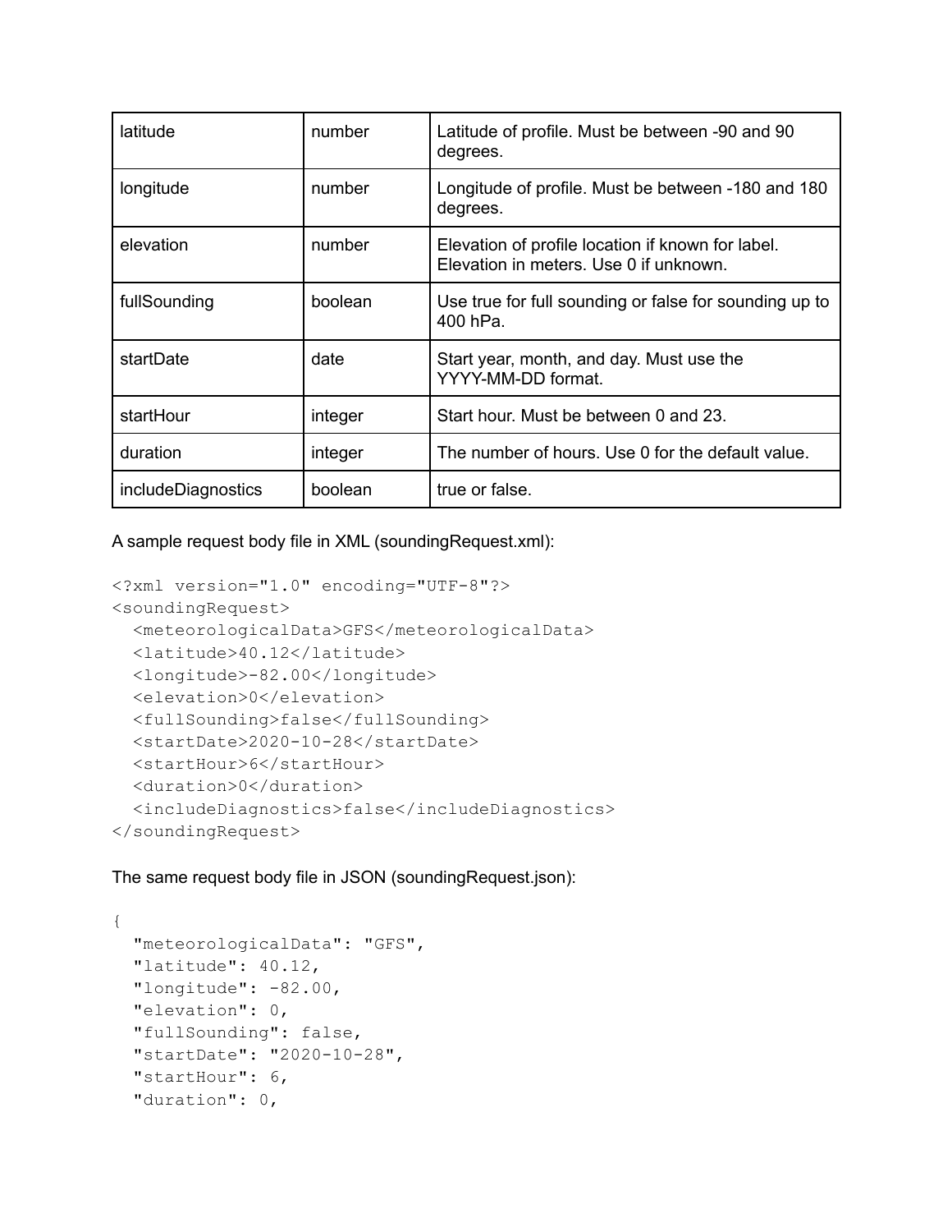| latitude | number | Latitude of profile. Must be between -90 and 90 degrees. |
|---|---|---|
| longitude | number | Longitude of profile. Must be between -180 and 180 degrees. |
| elevation | number | Elevation of profile location if known for label. Elevation in meters. Use 0 if unknown. |
| fullSounding | boolean | Use true for full sounding or false for sounding up to 400 hPa. |
| startDate | date | Start year, month, and day. Must use the YYYY-MM-DD format. |
| startHour | integer | Start hour. Must be between 0 and 23. |
| duration | integer | The number of hours. Use 0 for the default value. |
| includeDiagnostics | boolean | true or false. |

A sample request body file in XML (soundingRequest.xml):

```
<?xml version="1.0" encoding="UTF-8"?>
<soundingRequest>
  <meteorologicalData>GFS</meteorologicalData>
  <latitude>40.12</latitude>
  <longitude>-82.00</longitude>
  <elevation>0</elevation>
  <fullSounding>false</fullSounding>
  <startDate>2020-10-28</startDate>
  <startHour>6</startHour>
  <duration>0</duration>
  <includeDiagnostics>false</includeDiagnostics>
</soundingRequest>
```

The same request body file in JSON (soundingRequest.json):

```
{
  "meteorologicalData": "GFS",
  "latitude": 40.12,
  "longitude": -82.00,
  "elevation": 0,
  "fullSounding": false,
  "startDate": "2020-10-28",
  "startHour": 6,
  "duration": 0,
```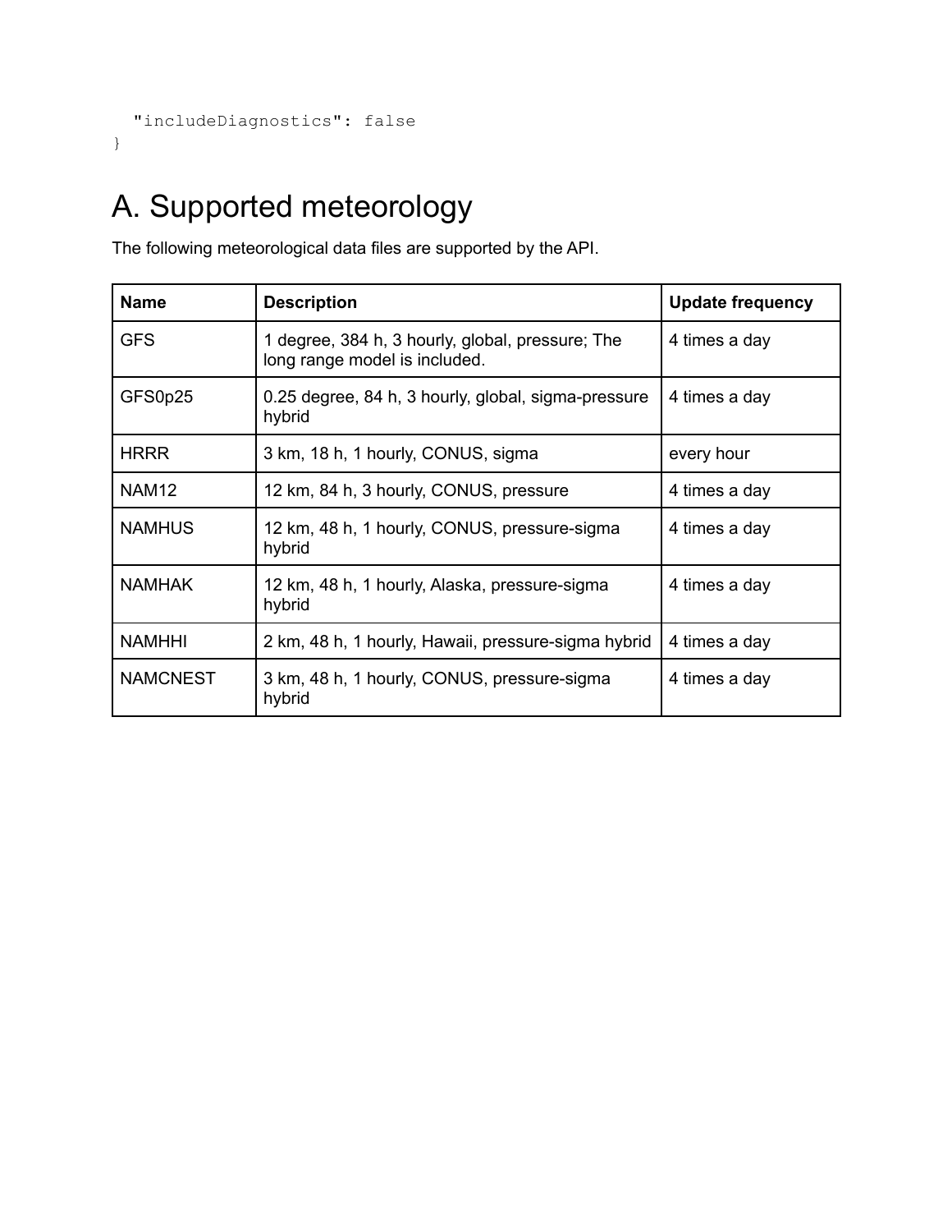```
  "includeDiagnostics": false
}
```

# A. Supported meteorology

The following meteorological data files are supported by the API.

| Name | Description | Update frequency |
|---|---|---|
| GFS | 1 degree, 384 h, 3 hourly, global, pressure; The long range model is included. | 4 times a day |
| GFS0p25 | 0.25 degree, 84 h, 3 hourly, global, sigma-pressure hybrid | 4 times a day |
| HRRR | 3 km, 18 h, 1 hourly, CONUS, sigma | every hour |
| NAM12 | 12 km, 84 h, 3 hourly, CONUS, pressure | 4 times a day |
| NAMHUS | 12 km, 48 h, 1 hourly, CONUS, pressure-sigma hybrid | 4 times a day |
| NAMHAK | 12 km, 48 h, 1 hourly, Alaska, pressure-sigma hybrid | 4 times a day |
| NAMHHI | 2 km, 48 h, 1 hourly, Hawaii, pressure-sigma hybrid | 4 times a day |
| NAMCNEST | 3 km, 48 h, 1 hourly, CONUS, pressure-sigma hybrid | 4 times a day |